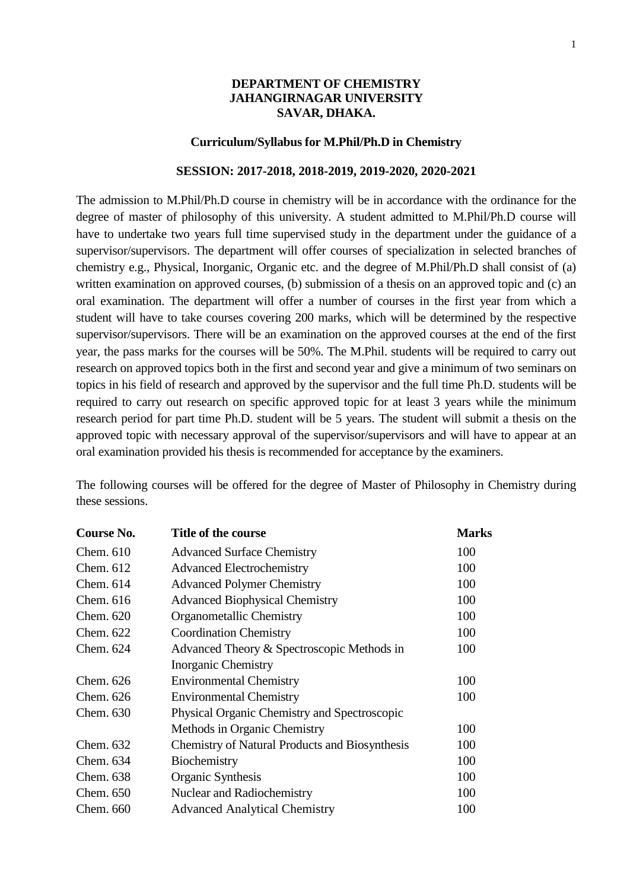**DEPARTMENT OF CHEMISTRY**
**JAHANGIRNAGAR UNIVERSITY**
**SAVAR, DHAKA.**

**Curriculum/Syllabus for M.Phil/Ph.D in Chemistry**

**SESSION: 2017-2018, 2018-2019, 2019-2020, 2020-2021**

The admission to M.Phil/Ph.D course in chemistry will be in accordance with the ordinance for the degree of master of philosophy of this university. A student admitted to M.Phil/Ph.D course will have to undertake two years full time supervised study in the department under the guidance of a supervisor/supervisors. The department will offer courses of specialization in selected branches of chemistry e.g., Physical, Inorganic, Organic etc. and the degree of M.Phil/Ph.D shall consist of (a) written examination on approved courses, (b) submission of a thesis on an approved topic and (c) an oral examination. The department will offer a number of courses in the first year from which a student will have to take courses covering 200 marks, which will be determined by the respective supervisor/supervisors. There will be an examination on the approved courses at the end of the first year, the pass marks for the courses will be 50%. The M.Phil. students will be required to carry out research on approved topics both in the first and second year and give a minimum of two seminars on topics in his field of research and approved by the supervisor and the full time Ph.D. students will be required to carry out research on specific approved topic for at least 3 years while the minimum research period for part time Ph.D. student will be 5 years. The student will submit a thesis on the approved topic with necessary approval of the supervisor/supervisors and will have to appear at an oral examination provided his thesis is recommended for acceptance by the examiners.

The following courses will be offered for the degree of Master of Philosophy in Chemistry during these sessions.

| Course No. | Title of the course | Marks |
|---|---|---|
| Chem. 610 | Advanced Surface Chemistry | 100 |
| Chem. 612 | Advanced Electrochemistry | 100 |
| Chem. 614 | Advanced Polymer Chemistry | 100 |
| Chem. 616 | Advanced Biophysical Chemistry | 100 |
| Chem. 620 | Organometallic Chemistry | 100 |
| Chem. 622 | Coordination Chemistry | 100 |
| Chem. 624 | Advanced Theory & Spectroscopic Methods in Inorganic Chemistry | 100 |
| Chem. 626 | Environmental Chemistry | 100 |
| Chem. 626 | Environmental Chemistry | 100 |
| Chem. 630 | Physical Organic Chemistry and Spectroscopic Methods in Organic Chemistry | 100 |
| Chem. 632 | Chemistry of Natural Products and Biosynthesis | 100 |
| Chem. 634 | Biochemistry | 100 |
| Chem. 638 | Organic Synthesis | 100 |
| Chem. 650 | Nuclear and Radiochemistry | 100 |
| Chem. 660 | Advanced Analytical Chemistry | 100 |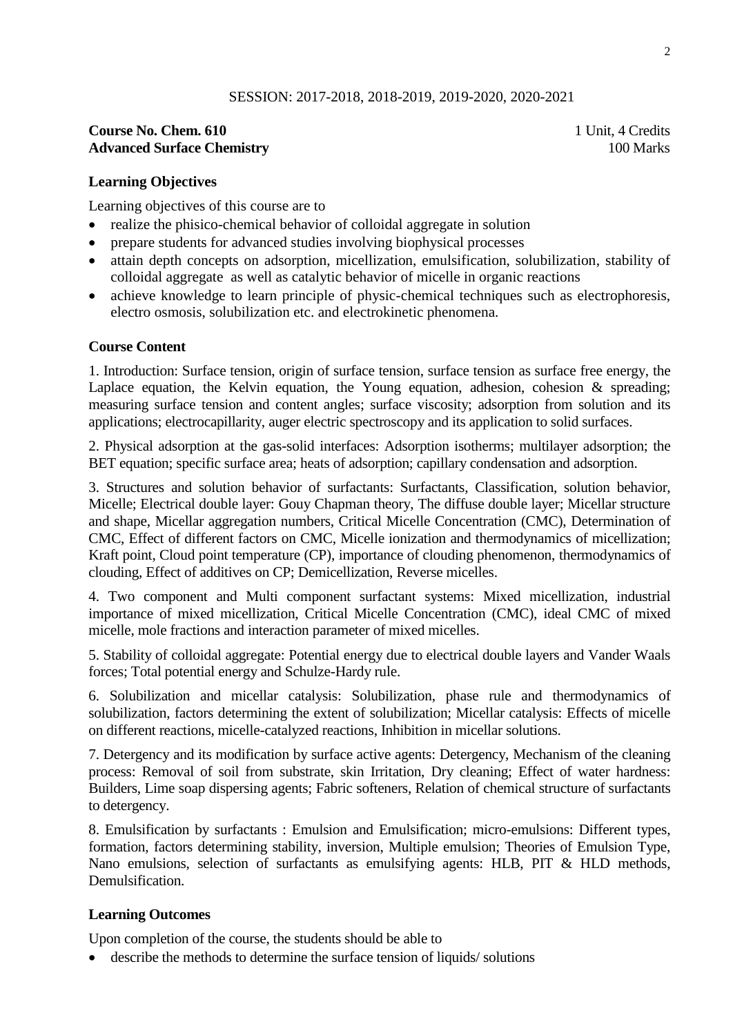SESSION: 2017-2018, 2018-2019, 2019-2020, 2020-2021

**Course No. Chem. 610** 1 Unit, 4 Credits
**Advanced Surface Chemistry** 100 Marks

### Learning Objectives

Learning objectives of this course are to

- realize the phisico-chemical behavior of colloidal aggregate in solution
- prepare students for advanced studies involving biophysical processes
- attain depth concepts on adsorption, micellization, emulsification, solubilization, stability of colloidal aggregate as well as catalytic behavior of micelle in organic reactions
- achieve knowledge to learn principle of physic-chemical techniques such as electrophoresis, electro osmosis, solubilization etc. and electrokinetic phenomena.

### Course Content

1. Introduction: Surface tension, origin of surface tension, surface tension as surface free energy, the Laplace equation, the Kelvin equation, the Young equation, adhesion, cohesion & spreading; measuring surface tension and content angles; surface viscosity; adsorption from solution and its applications; electrocapillarity, auger electric spectroscopy and its application to solid surfaces.

2. Physical adsorption at the gas-solid interfaces: Adsorption isotherms; multilayer adsorption; the BET equation; specific surface area; heats of adsorption; capillary condensation and adsorption.

3. Structures and solution behavior of surfactants: Surfactants, Classification, solution behavior, Micelle; Electrical double layer: Gouy Chapman theory, The diffuse double layer; Micellar structure and shape, Micellar aggregation numbers, Critical Micelle Concentration (CMC), Determination of CMC, Effect of different factors on CMC, Micelle ionization and thermodynamics of micellization; Kraft point, Cloud point temperature (CP), importance of clouding phenomenon, thermodynamics of clouding, Effect of additives on CP; Demicellization, Reverse micelles.

4. Two component and Multi component surfactant systems: Mixed micellization, industrial importance of mixed micellization, Critical Micelle Concentration (CMC), ideal CMC of mixed micelle, mole fractions and interaction parameter of mixed micelles.

5. Stability of colloidal aggregate: Potential energy due to electrical double layers and Vander Waals forces; Total potential energy and Schulze-Hardy rule.

6. Solubilization and micellar catalysis: Solubilization, phase rule and thermodynamics of solubilization, factors determining the extent of solubilization; Micellar catalysis: Effects of micelle on different reactions, micelle-catalyzed reactions, Inhibition in micellar solutions.

7. Detergency and its modification by surface active agents: Detergency, Mechanism of the cleaning process: Removal of soil from substrate, skin Irritation, Dry cleaning; Effect of water hardness: Builders, Lime soap dispersing agents; Fabric softeners, Relation of chemical structure of surfactants to detergency.

8. Emulsification by surfactants : Emulsion and Emulsification; micro-emulsions: Different types, formation, factors determining stability, inversion, Multiple emulsion; Theories of Emulsion Type, Nano emulsions, selection of surfactants as emulsifying agents: HLB, PIT & HLD methods, Demulsification.

### Learning Outcomes

Upon completion of the course, the students should be able to

- describe the methods to determine the surface tension of liquids/ solutions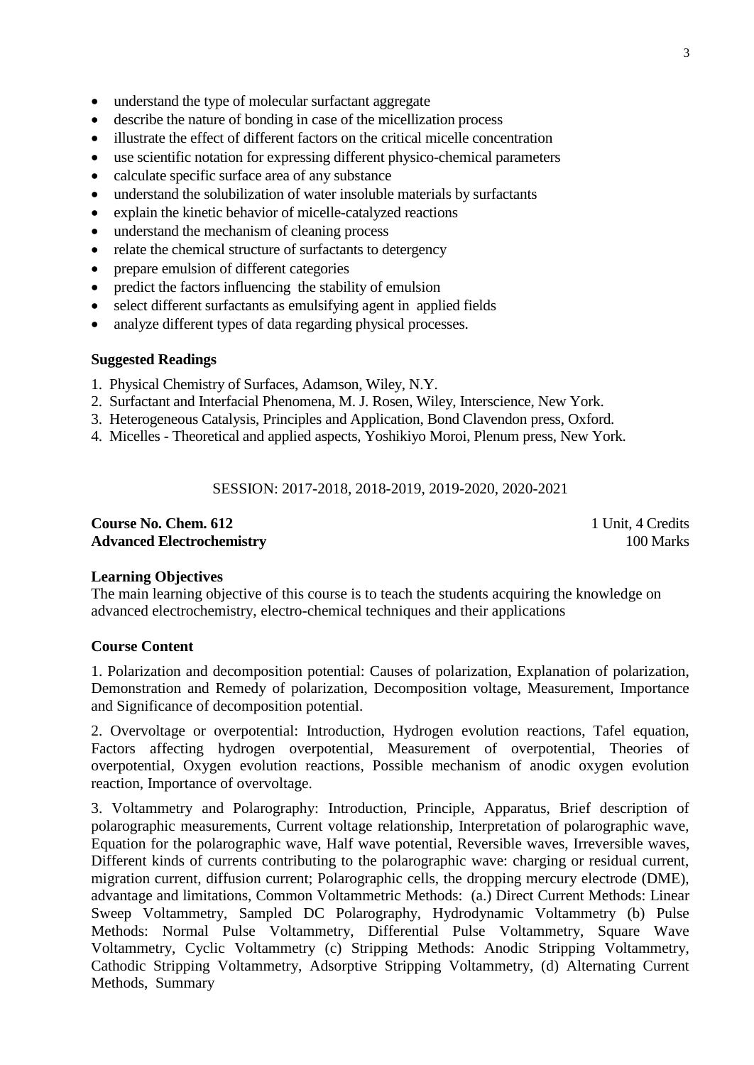- understand the type of molecular surfactant aggregate
- describe the nature of bonding in case of the micellization process
- illustrate the effect of different factors on the critical micelle concentration
- use scientific notation for expressing different physico-chemical parameters
- calculate specific surface area of any substance
- understand the solubilization of water insoluble materials by surfactants
- explain the kinetic behavior of micelle-catalyzed reactions
- understand the mechanism of cleaning process
- relate the chemical structure of surfactants to detergency
- prepare emulsion of different categories
- predict the factors influencing the stability of emulsion
- select different surfactants as emulsifying agent in applied fields
- analyze different types of data regarding physical processes.

**Suggested Readings**

1. Physical Chemistry of Surfaces, Adamson, Wiley, N.Y.
2. Surfactant and Interfacial Phenomena, M. J. Rosen, Wiley, Interscience, New York.
3. Heterogeneous Catalysis, Principles and Application, Bond Clavendon press, Oxford.
4. Micelles - Theoretical and applied aspects, Yoshikiyo Moroi, Plenum press, New York.

SESSION: 2017-2018, 2018-2019, 2019-2020, 2020-2021

**Course No. Chem. 612** — 1 Unit, 4 Credits
**Advanced Electrochemistry** — 100 Marks

**Learning Objectives**

The main learning objective of this course is to teach the students acquiring the knowledge on advanced electrochemistry, electro-chemical techniques and their applications

**Course Content**

1. Polarization and decomposition potential: Causes of polarization, Explanation of polarization, Demonstration and Remedy of polarization, Decomposition voltage, Measurement, Importance and Significance of decomposition potential.

2. Overvoltage or overpotential: Introduction, Hydrogen evolution reactions, Tafel equation, Factors affecting hydrogen overpotential, Measurement of overpotential, Theories of overpotential, Oxygen evolution reactions, Possible mechanism of anodic oxygen evolution reaction, Importance of overvoltage.

3. Voltammetry and Polarography: Introduction, Principle, Apparatus, Brief description of polarographic measurements, Current voltage relationship, Interpretation of polarographic wave, Equation for the polarographic wave, Half wave potential, Reversible waves, Irreversible waves, Different kinds of currents contributing to the polarographic wave: charging or residual current, migration current, diffusion current; Polarographic cells, the dropping mercury electrode (DME), advantage and limitations, Common Voltammetric Methods: (a.) Direct Current Methods: Linear Sweep Voltammetry, Sampled DC Polarography, Hydrodynamic Voltammetry (b) Pulse Methods: Normal Pulse Voltammetry, Differential Pulse Voltammetry, Square Wave Voltammetry, Cyclic Voltammetry (c) Stripping Methods: Anodic Stripping Voltammetry, Cathodic Stripping Voltammetry, Adsorptive Stripping Voltammetry, (d) Alternating Current Methods, Summary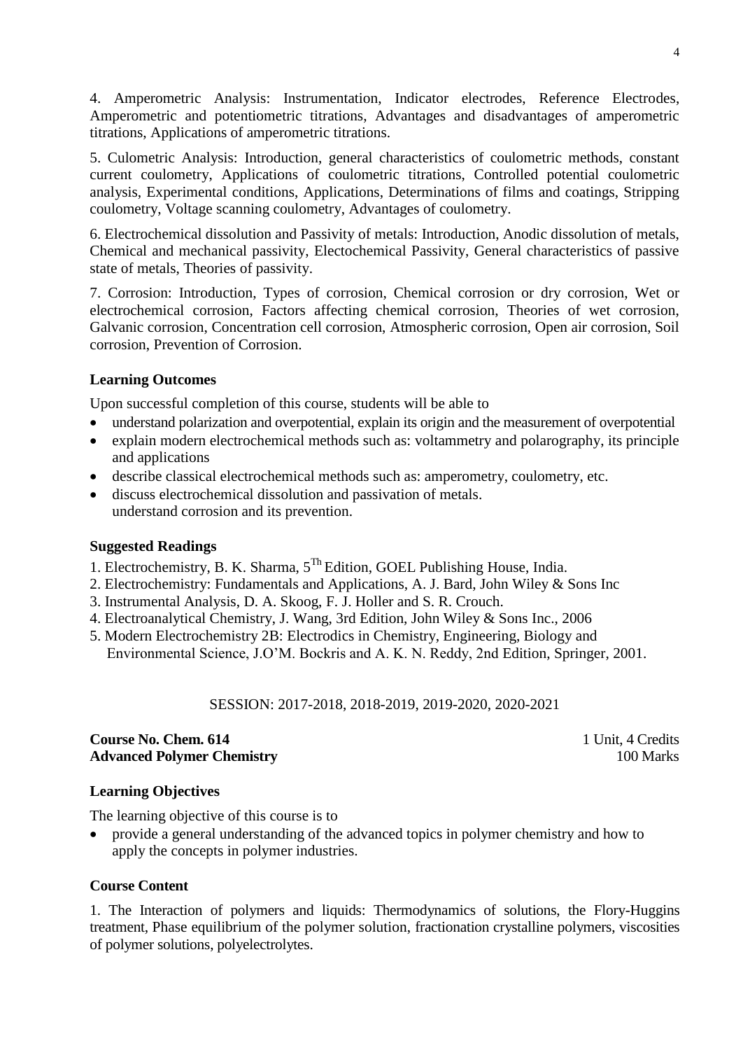4. Amperometric Analysis: Instrumentation, Indicator electrodes, Reference Electrodes, Amperometric and potentiometric titrations, Advantages and disadvantages of amperometric titrations, Applications of amperometric titrations.

5. Culometric Analysis: Introduction, general characteristics of coulometric methods, constant current coulometry, Applications of coulometric titrations, Controlled potential coulometric analysis, Experimental conditions, Applications, Determinations of films and coatings, Stripping coulometry, Voltage scanning coulometry, Advantages of coulometry.

6. Electrochemical dissolution and Passivity of metals: Introduction, Anodic dissolution of metals, Chemical and mechanical passivity, Electochemical Passivity, General characteristics of passive state of metals, Theories of passivity.

7. Corrosion: Introduction, Types of corrosion, Chemical corrosion or dry corrosion, Wet or electrochemical corrosion, Factors affecting chemical corrosion, Theories of wet corrosion, Galvanic corrosion, Concentration cell corrosion, Atmospheric corrosion, Open air corrosion, Soil corrosion, Prevention of Corrosion.

### Learning Outcomes

Upon successful completion of this course, students will be able to

- understand polarization and overpotential, explain its origin and the measurement of overpotential
- explain modern electrochemical methods such as: voltammetry and polarography, its principle and applications
- describe classical electrochemical methods such as: amperometry, coulometry, etc.
- discuss electrochemical dissolution and passivation of metals.
  understand corrosion and its prevention.

### Suggested Readings

1. Electrochemistry, B. K. Sharma, $5^{Th}$ Edition, GOEL Publishing House, India.
2. Electrochemistry: Fundamentals and Applications, A. J. Bard, John Wiley & Sons Inc
3. Instrumental Analysis, D. A. Skoog, F. J. Holler and S. R. Crouch.
4. Electroanalytical Chemistry, J. Wang, 3rd Edition, John Wiley & Sons Inc., 2006
5. Modern Electrochemistry 2B: Electrodics in Chemistry, Engineering, Biology and Environmental Science, J.O'M. Bockris and A. K. N. Reddy, 2nd Edition, Springer, 2001.

SESSION: 2017-2018, 2018-2019, 2019-2020, 2020-2021

**Course No. Chem. 614** — 1 Unit, 4 Credits
**Advanced Polymer Chemistry** — 100 Marks

### Learning Objectives

The learning objective of this course is to

- provide a general understanding of the advanced topics in polymer chemistry and how to apply the concepts in polymer industries.

### Course Content

1. The Interaction of polymers and liquids: Thermodynamics of solutions, the Flory-Huggins treatment, Phase equilibrium of the polymer solution, fractionation crystalline polymers, viscosities of polymer solutions, polyelectrolytes.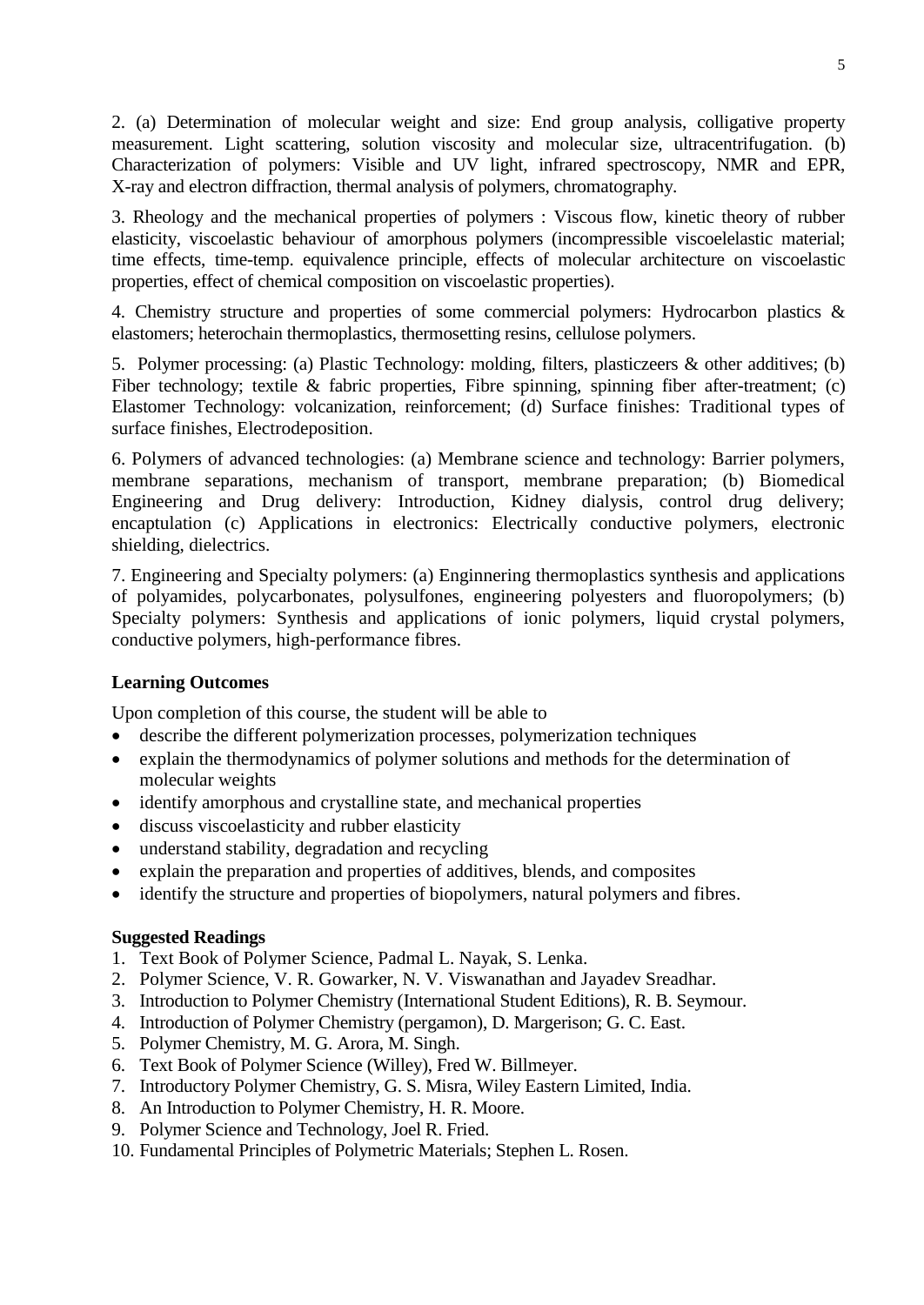2. (a) Determination of molecular weight and size: End group analysis, colligative property measurement. Light scattering, solution viscosity and molecular size, ultracentrifugation. (b) Characterization of polymers: Visible and UV light, infrared spectroscopy, NMR and EPR, X-ray and electron diffraction, thermal analysis of polymers, chromatography.

3. Rheology and the mechanical properties of polymers : Viscous flow, kinetic theory of rubber elasticity, viscoelastic behaviour of amorphous polymers (incompressible viscoelelastic material; time effects, time-temp. equivalence principle, effects of molecular architecture on viscoelastic properties, effect of chemical composition on viscoelastic properties).

4. Chemistry structure and properties of some commercial polymers: Hydrocarbon plastics & elastomers; heterochain thermoplastics, thermosetting resins, cellulose polymers.

5. Polymer processing: (a) Plastic Technology: molding, filters, plasticzeers & other additives; (b) Fiber technology; textile & fabric properties, Fibre spinning, spinning fiber after-treatment; (c) Elastomer Technology: volcanization, reinforcement; (d) Surface finishes: Traditional types of surface finishes, Electrodeposition.

6. Polymers of advanced technologies: (a) Membrane science and technology: Barrier polymers, membrane separations, mechanism of transport, membrane preparation; (b) Biomedical Engineering and Drug delivery: Introduction, Kidney dialysis, control drug delivery; encaptulation (c) Applications in electronics: Electrically conductive polymers, electronic shielding, dielectrics.

7. Engineering and Specialty polymers: (a) Enginnering thermoplastics synthesis and applications of polyamides, polycarbonates, polysulfones, engineering polyesters and fluoropolymers; (b) Specialty polymers: Synthesis and applications of ionic polymers, liquid crystal polymers, conductive polymers, high-performance fibres.

**Learning Outcomes**

Upon completion of this course, the student will be able to

- describe the different polymerization processes, polymerization techniques
- explain the thermodynamics of polymer solutions and methods for the determination of molecular weights
- identify amorphous and crystalline state, and mechanical properties
- discuss viscoelasticity and rubber elasticity
- understand stability, degradation and recycling
- explain the preparation and properties of additives, blends, and composites
- identify the structure and properties of biopolymers, natural polymers and fibres.

**Suggested Readings**

1. Text Book of Polymer Science, Padmal L. Nayak, S. Lenka.
2. Polymer Science, V. R. Gowarker, N. V. Viswanathan and Jayadev Sreadhar.
3. Introduction to Polymer Chemistry (International Student Editions), R. B. Seymour.
4. Introduction of Polymer Chemistry (pergamon), D. Margerison; G. C. East.
5. Polymer Chemistry, M. G. Arora, M. Singh.
6. Text Book of Polymer Science (Willey), Fred W. Billmeyer.
7. Introductory Polymer Chemistry, G. S. Misra, Wiley Eastern Limited, India.
8. An Introduction to Polymer Chemistry, H. R. Moore.
9. Polymer Science and Technology, Joel R. Fried.
10. Fundamental Principles of Polymetric Materials; Stephen L. Rosen.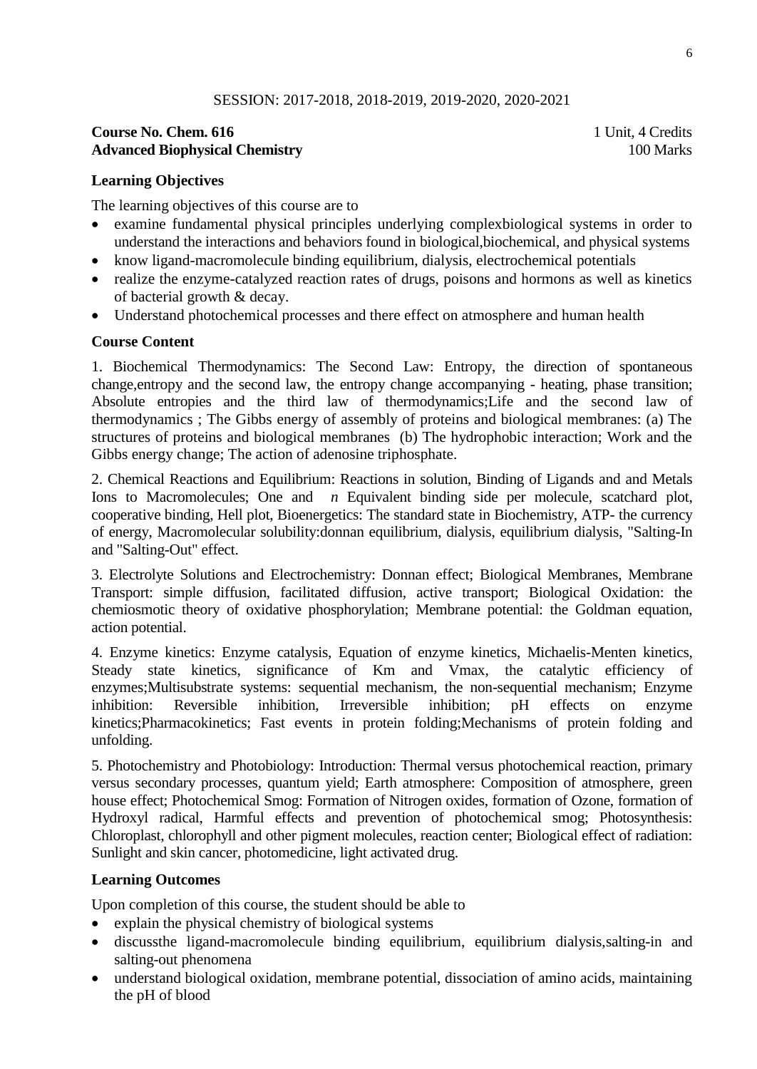SESSION: 2017-2018, 2018-2019, 2019-2020, 2020-2021

**Course No. Chem. 616** — 1 Unit, 4 Credits
**Advanced Biophysical Chemistry** — 100 Marks

## Learning Objectives

The learning objectives of this course are to

- examine fundamental physical principles underlying complexbiological systems in order to understand the interactions and behaviors found in biological,biochemical, and physical systems
- know ligand-macromolecule binding equilibrium, dialysis, electrochemical potentials
- realize the enzyme-catalyzed reaction rates of drugs, poisons and hormons as well as kinetics of bacterial growth & decay.
- Understand photochemical processes and there effect on atmosphere and human health

## Course Content

1. Biochemical Thermodynamics: The Second Law: Entropy, the direction of spontaneous change,entropy and the second law, the entropy change accompanying - heating, phase transition; Absolute entropies and the third law of thermodynamics;Life and the second law of thermodynamics ; The Gibbs energy of assembly of proteins and biological membranes: (a) The structures of proteins and biological membranes (b) The hydrophobic interaction; Work and the Gibbs energy change; The action of adenosine triphosphate.

2. Chemical Reactions and Equilibrium: Reactions in solution, Binding of Ligands and and Metals Ions to Macromolecules; One and *n* Equivalent binding side per molecule, scatchard plot, cooperative binding, Hell plot, Bioenergetics: The standard state in Biochemistry, ATP- the currency of energy, Macromolecular solubility:donnan equilibrium, dialysis, equilibrium dialysis, "Salting-In and "Salting-Out" effect.

3. Electrolyte Solutions and Electrochemistry: Donnan effect; Biological Membranes, Membrane Transport: simple diffusion, facilitated diffusion, active transport; Biological Oxidation: the chemiosmotic theory of oxidative phosphorylation; Membrane potential: the Goldman equation, action potential.

4. Enzyme kinetics: Enzyme catalysis, Equation of enzyme kinetics, Michaelis-Menten kinetics, Steady state kinetics, significance of Km and Vmax, the catalytic efficiency of enzymes;Multisubstrate systems: sequential mechanism, the non-sequential mechanism; Enzyme inhibition: Reversible inhibition, Irreversible inhibition; pH effects on enzyme kinetics;Pharmacokinetics; Fast events in protein folding;Mechanisms of protein folding and unfolding.

5. Photochemistry and Photobiology: Introduction: Thermal versus photochemical reaction, primary versus secondary processes, quantum yield; Earth atmosphere: Composition of atmosphere, green house effect; Photochemical Smog: Formation of Nitrogen oxides, formation of Ozone, formation of Hydroxyl radical, Harmful effects and prevention of photochemical smog; Photosynthesis: Chloroplast, chlorophyll and other pigment molecules, reaction center; Biological effect of radiation: Sunlight and skin cancer, photomedicine, light activated drug.

## Learning Outcomes

Upon completion of this course, the student should be able to

- explain the physical chemistry of biological systems
- discussthe ligand-macromolecule binding equilibrium, equilibrium dialysis,salting-in and salting-out phenomena
- understand biological oxidation, membrane potential, dissociation of amino acids, maintaining the pH of blood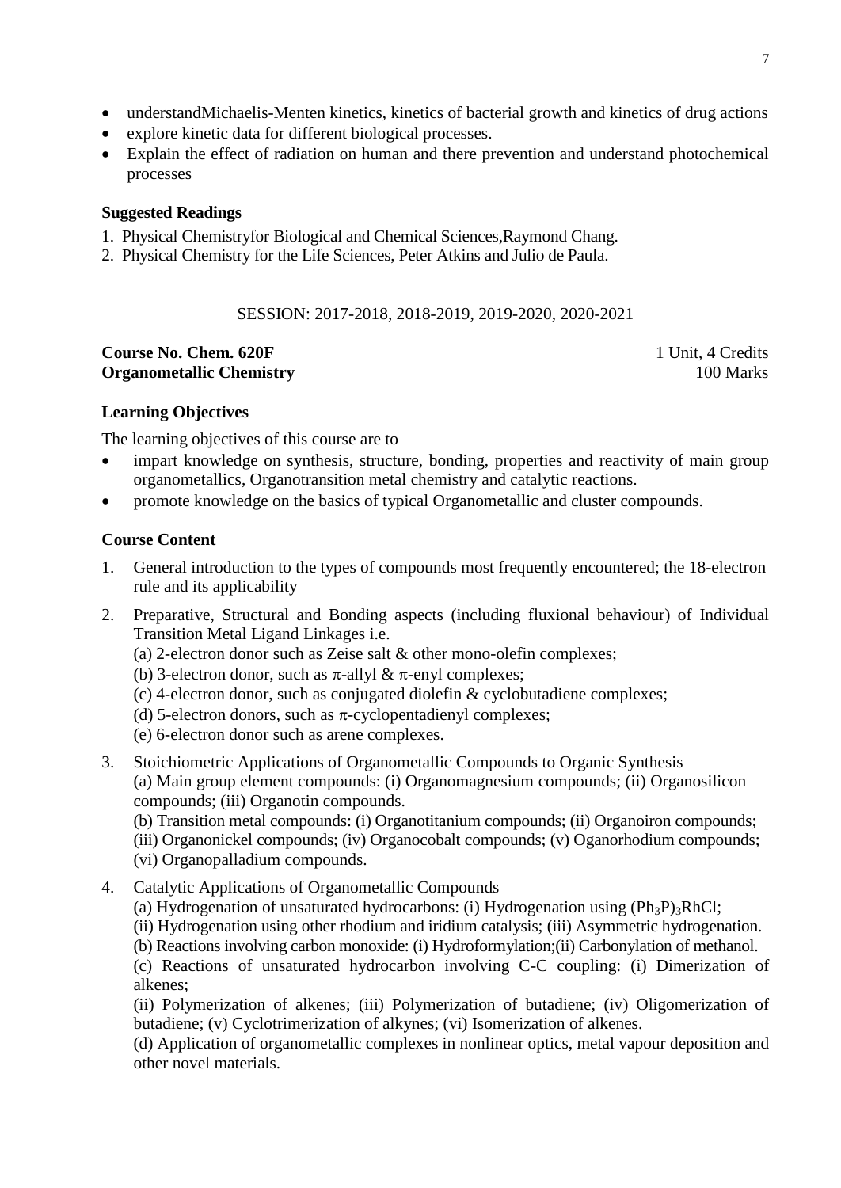- understandMichaelis-Menten kinetics, kinetics of bacterial growth and kinetics of drug actions
- explore kinetic data for different biological processes.
- Explain the effect of radiation on human and there prevention and understand photochemical processes

**Suggested Readings**

1. Physical Chemistryfor Biological and Chemical Sciences,Raymond Chang.
2. Physical Chemistry for the Life Sciences, Peter Atkins and Julio de Paula.

SESSION: 2017-2018, 2018-2019, 2019-2020, 2020-2021

**Course No. Chem. 620F** 1 Unit, 4 Credits
**Organometallic Chemistry** 100 Marks

**Learning Objectives**

The learning objectives of this course are to

- impart knowledge on synthesis, structure, bonding, properties and reactivity of main group organometallics, Organotransition metal chemistry and catalytic reactions.
- promote knowledge on the basics of typical Organometallic and cluster compounds.

**Course Content**

1. General introduction to the types of compounds most frequently encountered; the 18-electron rule and its applicability
2. Preparative, Structural and Bonding aspects (including fluxional behaviour) of Individual Transition Metal Ligand Linkages i.e.
   (a) 2-electron donor such as Zeise salt & other mono-olefin complexes;
   (b) 3-electron donor, such as $\pi$-allyl & $\pi$-enyl complexes;
   (c) 4-electron donor, such as conjugated diolefin & cyclobutadiene complexes;
   (d) 5-electron donors, such as $\pi$-cyclopentadienyl complexes;
   (e) 6-electron donor such as arene complexes.
3. Stoichiometric Applications of Organometallic Compounds to Organic Synthesis
   (a) Main group element compounds: (i) Organomagnesium compounds; (ii) Organosilicon compounds; (iii) Organotin compounds.
   (b) Transition metal compounds: (i) Organotitanium compounds; (ii) Organoiron compounds; (iii) Organonickel compounds; (iv) Organocobalt compounds; (v) Oganorhodium compounds; (vi) Organopalladium compounds.
4. Catalytic Applications of Organometallic Compounds
   (a) Hydrogenation of unsaturated hydrocarbons: (i) Hydrogenation using $(Ph_3P)_3RhCl$; (ii) Hydrogenation using other rhodium and iridium catalysis; (iii) Asymmetric hydrogenation.
   (b) Reactions involving carbon monoxide: (i) Hydroformylation;(ii) Carbonylation of methanol.
   (c) Reactions of unsaturated hydrocarbon involving C-C coupling: (i) Dimerization of alkenes;
   (ii) Polymerization of alkenes; (iii) Polymerization of butadiene; (iv) Oligomerization of butadiene; (v) Cyclotrimerization of alkynes; (vi) Isomerization of alkenes.
   (d) Application of organometallic complexes in nonlinear optics, metal vapour deposition and other novel materials.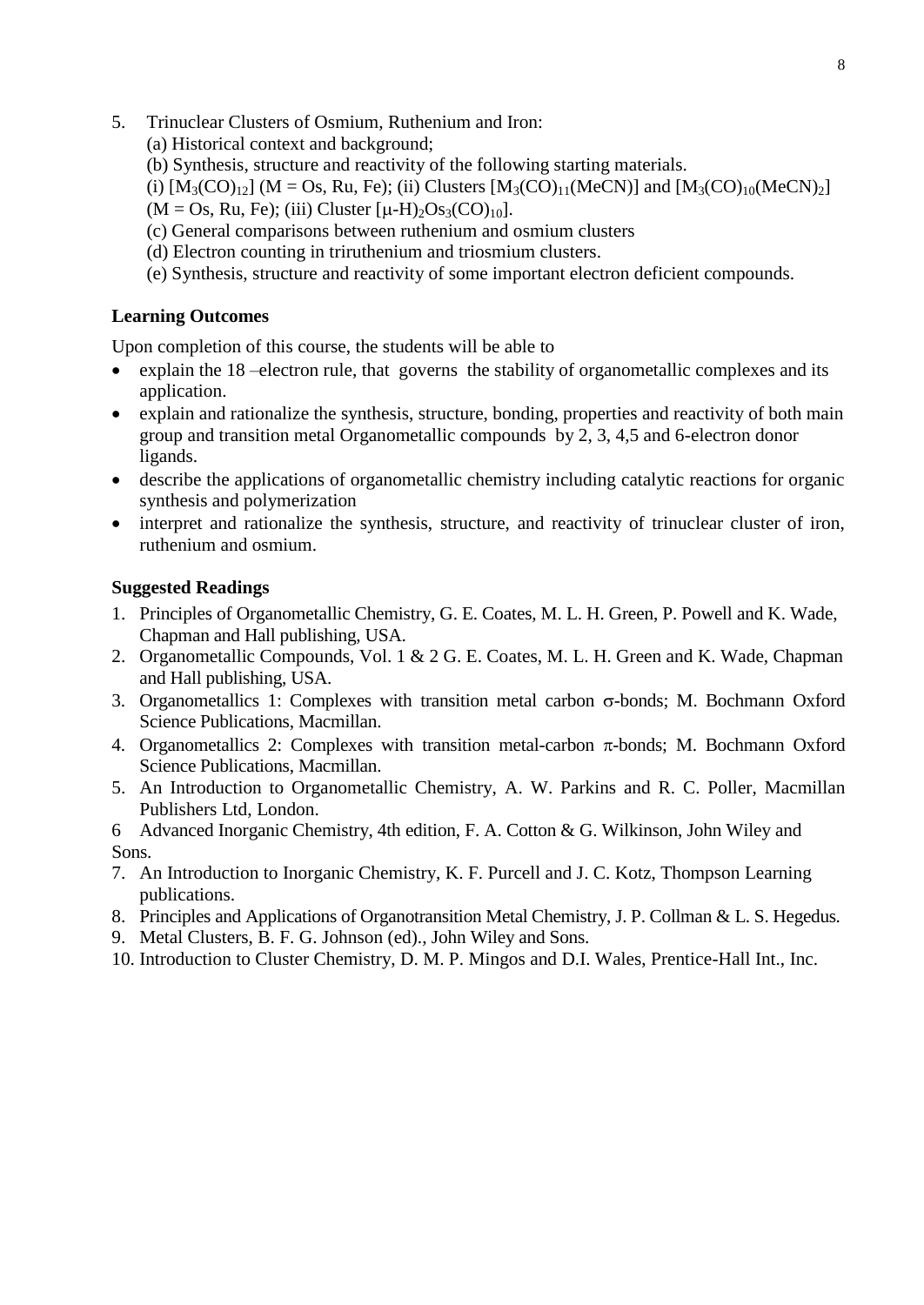5. Trinuclear Clusters of Osmium, Ruthenium and Iron:
   (a) Historical context and background;
   (b) Synthesis, structure and reactivity of the following starting materials.
   (i) $[M_3(CO)_{12}]$ (M = Os, Ru, Fe); (ii) Clusters $[M_3(CO)_{11}(MeCN)]$ and $[M_3(CO)_{10}(MeCN)_2]$ (M = Os, Ru, Fe); (iii) Cluster $[\mu\text{-}H)_2Os_3(CO)_{10}]$.
   (c) General comparisons between ruthenium and osmium clusters
   (d) Electron counting in triruthenium and triosmium clusters.
   (e) Synthesis, structure and reactivity of some important electron deficient compounds.

**Learning Outcomes**

Upon completion of this course, the students will be able to

- explain the 18 –electron rule, that governs the stability of organometallic complexes and its application.
- explain and rationalize the synthesis, structure, bonding, properties and reactivity of both main group and transition metal Organometallic compounds by 2, 3, 4,5 and 6-electron donor ligands.
- describe the applications of organometallic chemistry including catalytic reactions for organic synthesis and polymerization
- interpret and rationalize the synthesis, structure, and reactivity of trinuclear cluster of iron, ruthenium and osmium.

**Suggested Readings**

1. Principles of Organometallic Chemistry, G. E. Coates, M. L. H. Green, P. Powell and K. Wade, Chapman and Hall publishing, USA.
2. Organometallic Compounds, Vol. 1 & 2 G. E. Coates, M. L. H. Green and K. Wade, Chapman and Hall publishing, USA.
3. Organometallics 1: Complexes with transition metal carbon $\sigma$-bonds; M. Bochmann Oxford Science Publications, Macmillan.
4. Organometallics 2: Complexes with transition metal-carbon $\pi$-bonds; M. Bochmann Oxford Science Publications, Macmillan.
5. An Introduction to Organometallic Chemistry, A. W. Parkins and R. C. Poller, Macmillan Publishers Ltd, London.
6. Advanced Inorganic Chemistry, 4th edition, F. A. Cotton & G. Wilkinson, John Wiley and Sons.
7. An Introduction to Inorganic Chemistry, K. F. Purcell and J. C. Kotz, Thompson Learning publications.
8. Principles and Applications of Organotransition Metal Chemistry, J. P. Collman & L. S. Hegedus.
9. Metal Clusters, B. F. G. Johnson (ed)., John Wiley and Sons.
10. Introduction to Cluster Chemistry, D. M. P. Mingos and D.I. Wales, Prentice-Hall Int., Inc.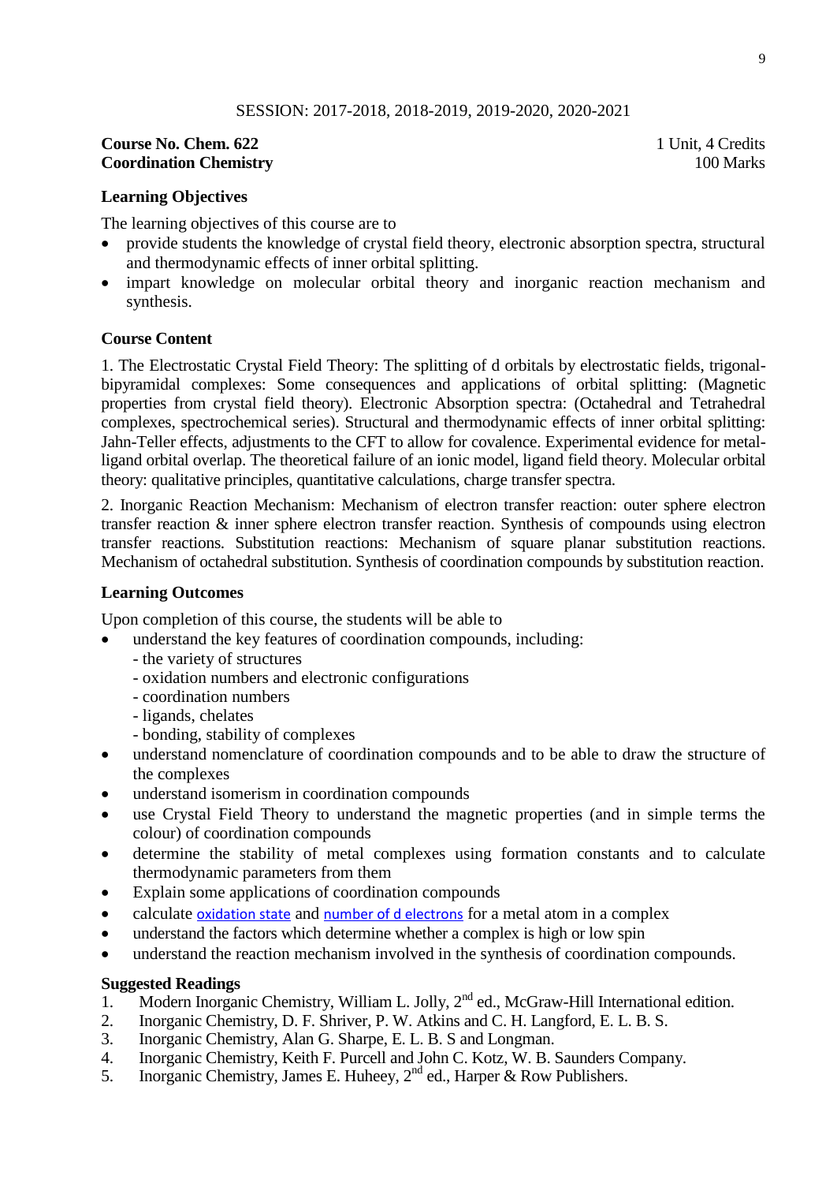SESSION: 2017-2018, 2018-2019, 2019-2020, 2020-2021

**Course No. Chem. 622** — 1 Unit, 4 Credits
**Coordination Chemistry** — 100 Marks

## Learning Objectives

The learning objectives of this course are to

- provide students the knowledge of crystal field theory, electronic absorption spectra, structural and thermodynamic effects of inner orbital splitting.
- impart knowledge on molecular orbital theory and inorganic reaction mechanism and synthesis.

## Course Content

1. The Electrostatic Crystal Field Theory: The splitting of d orbitals by electrostatic fields, trigonal-bipyramidal complexes: Some consequences and applications of orbital splitting: (Magnetic properties from crystal field theory). Electronic Absorption spectra: (Octahedral and Tetrahedral complexes, spectrochemical series). Structural and thermodynamic effects of inner orbital splitting: Jahn-Teller effects, adjustments to the CFT to allow for covalence. Experimental evidence for metal-ligand orbital overlap. The theoretical failure of an ionic model, ligand field theory. Molecular orbital theory: qualitative principles, quantitative calculations, charge transfer spectra.

2. Inorganic Reaction Mechanism: Mechanism of electron transfer reaction: outer sphere electron transfer reaction & inner sphere electron transfer reaction. Synthesis of compounds using electron transfer reactions. Substitution reactions: Mechanism of square planar substitution reactions. Mechanism of octahedral substitution. Synthesis of coordination compounds by substitution reaction.

## Learning Outcomes

Upon completion of this course, the students will be able to

- understand the key features of coordination compounds, including:
  - the variety of structures
  - oxidation numbers and electronic configurations
  - coordination numbers
  - ligands, chelates
  - bonding, stability of complexes
- understand nomenclature of coordination compounds and to be able to draw the structure of the complexes
- understand isomerism in coordination compounds
- use Crystal Field Theory to understand the magnetic properties (and in simple terms the colour) of coordination compounds
- determine the stability of metal complexes using formation constants and to calculate thermodynamic parameters from them
- Explain some applications of coordination compounds
- calculate oxidation state and number of d electrons for a metal atom in a complex
- understand the factors which determine whether a complex is high or low spin
- understand the reaction mechanism involved in the synthesis of coordination compounds.

## Suggested Readings

1. Modern Inorganic Chemistry, William L. Jolly, 2nd ed., McGraw-Hill International edition.
2. Inorganic Chemistry, D. F. Shriver, P. W. Atkins and C. H. Langford, E. L. B. S.
3. Inorganic Chemistry, Alan G. Sharpe, E. L. B. S and Longman.
4. Inorganic Chemistry, Keith F. Purcell and John C. Kotz, W. B. Saunders Company.
5. Inorganic Chemistry, James E. Huheey, 2nd ed., Harper & Row Publishers.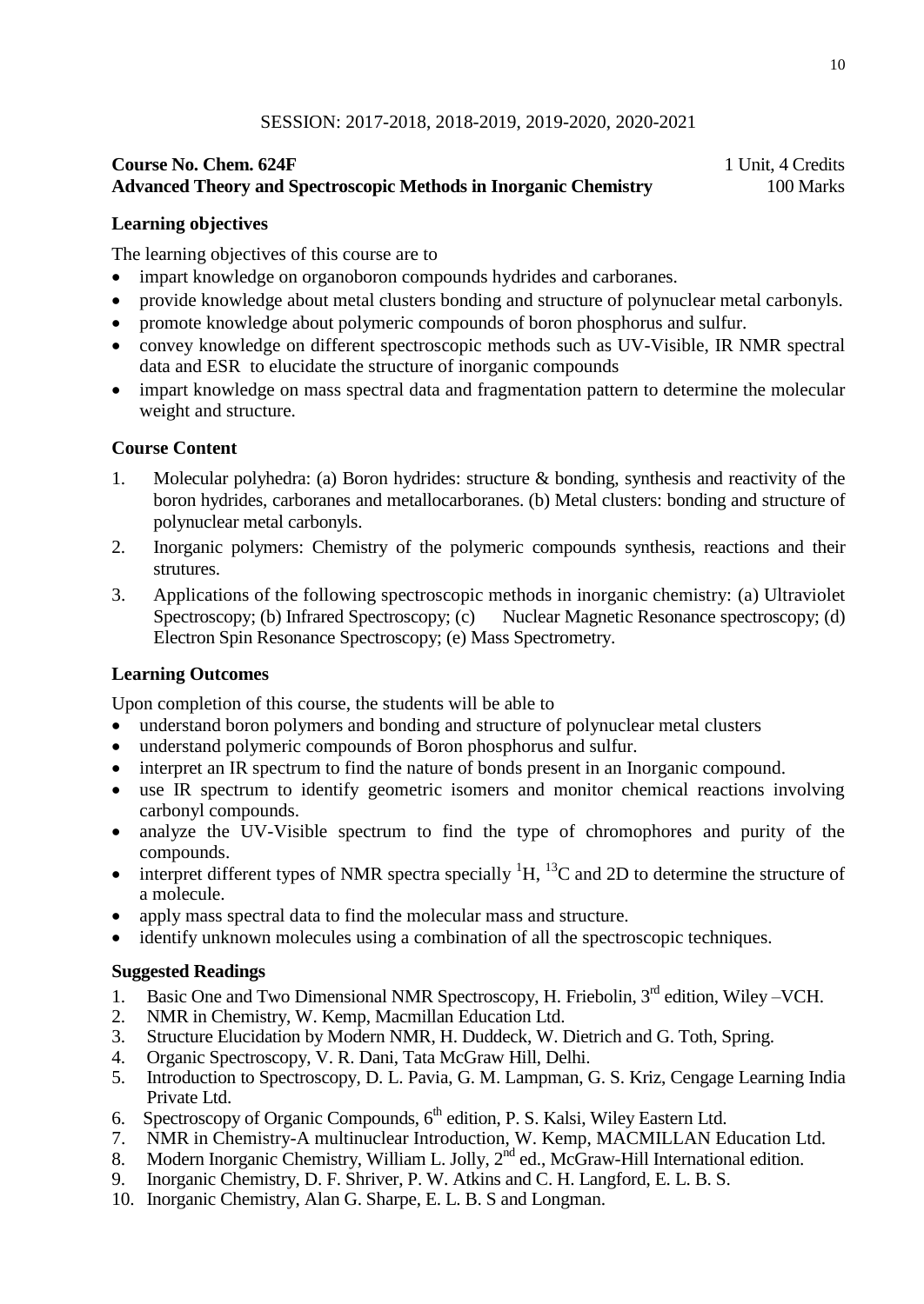SESSION: 2017-2018, 2018-2019, 2019-2020, 2020-2021

**Course No. Chem. 624F** — 1 Unit, 4 Credits

**Advanced Theory and Spectroscopic Methods in Inorganic Chemistry** — 100 Marks

### Learning objectives

The learning objectives of this course are to

- impart knowledge on organoboron compounds hydrides and carboranes.
- provide knowledge about metal clusters bonding and structure of polynuclear metal carbonyls.
- promote knowledge about polymeric compounds of boron phosphorus and sulfur.
- convey knowledge on different spectroscopic methods such as UV-Visible, IR NMR spectral data and ESR to elucidate the structure of inorganic compounds
- impart knowledge on mass spectral data and fragmentation pattern to determine the molecular weight and structure.

### Course Content

1. Molecular polyhedra: (a) Boron hydrides: structure & bonding, synthesis and reactivity of the boron hydrides, carboranes and metallocarboranes. (b) Metal clusters: bonding and structure of polynuclear metal carbonyls.
2. Inorganic polymers: Chemistry of the polymeric compounds synthesis, reactions and their strutures.
3. Applications of the following spectroscopic methods in inorganic chemistry: (a) Ultraviolet Spectroscopy; (b) Infrared Spectroscopy; (c) Nuclear Magnetic Resonance spectroscopy; (d) Electron Spin Resonance Spectroscopy; (e) Mass Spectrometry.

### Learning Outcomes

Upon completion of this course, the students will be able to

- understand boron polymers and bonding and structure of polynuclear metal clusters
- understand polymeric compounds of Boron phosphorus and sulfur.
- interpret an IR spectrum to find the nature of bonds present in an Inorganic compound.
- use IR spectrum to identify geometric isomers and monitor chemical reactions involving carbonyl compounds.
- analyze the UV-Visible spectrum to find the type of chromophores and purity of the compounds.
- interpret different types of NMR spectra specially $^{1}H$, $^{13}C$ and 2D to determine the structure of a molecule.
- apply mass spectral data to find the molecular mass and structure.
- identify unknown molecules using a combination of all the spectroscopic techniques.

### Suggested Readings

1. Basic One and Two Dimensional NMR Spectroscopy, H. Friebolin, 3rd edition, Wiley –VCH.
2. NMR in Chemistry, W. Kemp, Macmillan Education Ltd.
3. Structure Elucidation by Modern NMR, H. Duddeck, W. Dietrich and G. Toth, Spring.
4. Organic Spectroscopy, V. R. Dani, Tata McGraw Hill, Delhi.
5. Introduction to Spectroscopy, D. L. Pavia, G. M. Lampman, G. S. Kriz, Cengage Learning India Private Ltd.
6. Spectroscopy of Organic Compounds, 6th edition, P. S. Kalsi, Wiley Eastern Ltd.
7. NMR in Chemistry-A multinuclear Introduction, W. Kemp, MACMILLAN Education Ltd.
8. Modern Inorganic Chemistry, William L. Jolly, 2nd ed., McGraw-Hill International edition.
9. Inorganic Chemistry, D. F. Shriver, P. W. Atkins and C. H. Langford, E. L. B. S.
10. Inorganic Chemistry, Alan G. Sharpe, E. L. B. S and Longman.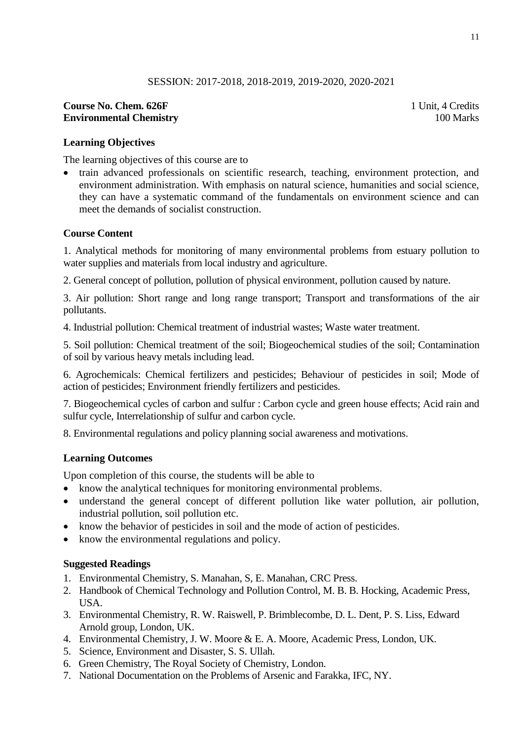SESSION: 2017-2018, 2018-2019, 2019-2020, 2020-2021

**Course No. Chem. 626F** 1 Unit, 4 Credits
**Environmental Chemistry** 100 Marks

**Learning Objectives**

The learning objectives of this course are to

- train advanced professionals on scientific research, teaching, environment protection, and environment administration. With emphasis on natural science, humanities and social science, they can have a systematic command of the fundamentals on environment science and can meet the demands of socialist construction.

**Course Content**

1. Analytical methods for monitoring of many environmental problems from estuary pollution to water supplies and materials from local industry and agriculture.

2. General concept of pollution, pollution of physical environment, pollution caused by nature.

3. Air pollution: Short range and long range transport; Transport and transformations of the air pollutants.

4. Industrial pollution: Chemical treatment of industrial wastes; Waste water treatment.

5. Soil pollution: Chemical treatment of the soil; Biogeochemical studies of the soil; Contamination of soil by various heavy metals including lead.

6. Agrochemicals: Chemical fertilizers and pesticides; Behaviour of pesticides in soil; Mode of action of pesticides; Environment friendly fertilizers and pesticides.

7. Biogeochemical cycles of carbon and sulfur : Carbon cycle and green house effects; Acid rain and sulfur cycle, Interrelationship of sulfur and carbon cycle.

8. Environmental regulations and policy planning social awareness and motivations.

**Learning Outcomes**

Upon completion of this course, the students will be able to

- know the analytical techniques for monitoring environmental problems.
- understand the general concept of different pollution like water pollution, air pollution, industrial pollution, soil pollution etc.
- know the behavior of pesticides in soil and the mode of action of pesticides.
- know the environmental regulations and policy.

**Suggested Readings**

1. Environmental Chemistry, S. Manahan, S, E. Manahan, CRC Press.
2. Handbook of Chemical Technology and Pollution Control, M. B. B. Hocking, Academic Press, USA.
3. Environmental Chemistry, R. W. Raiswell, P. Brimblecombe, D. L. Dent, P. S. Liss, Edward Arnold group, London, UK.
4. Environmental Chemistry, J. W. Moore & E. A. Moore, Academic Press, London, UK.
5. Science, Environment and Disaster, S. S. Ullah.
6. Green Chemistry, The Royal Society of Chemistry, London.
7. National Documentation on the Problems of Arsenic and Farakka, IFC, NY.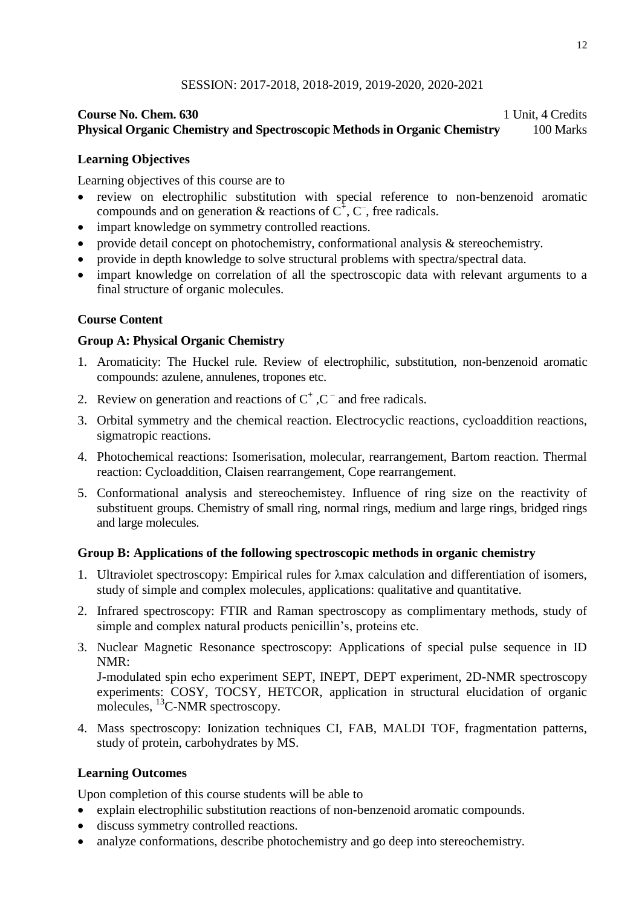SESSION: 2017-2018, 2018-2019, 2019-2020, 2020-2021

**Course No. Chem. 630** 1 Unit, 4 Credits

**Physical Organic Chemistry and Spectroscopic Methods in Organic Chemistry** 100 Marks

### Learning Objectives

Learning objectives of this course are to

- review on electrophilic substitution with special reference to non-benzenoid aromatic compounds and on generation & reactions of $C^{+}$, $C^{-}$, free radicals.
- impart knowledge on symmetry controlled reactions.
- provide detail concept on photochemistry, conformational analysis & stereochemistry.
- provide in depth knowledge to solve structural problems with spectra/spectral data.
- impart knowledge on correlation of all the spectroscopic data with relevant arguments to a final structure of organic molecules.

### Course Content

#### Group A: Physical Organic Chemistry

1. Aromaticity: The Huckel rule. Review of electrophilic, substitution, non-benzenoid aromatic compounds: azulene, annulenes, tropones etc.
2. Review on generation and reactions of $C^{+}$ ,$C^{-}$ and free radicals.
3. Orbital symmetry and the chemical reaction. Electrocyclic reactions, cycloaddition reactions, sigmatropic reactions.
4. Photochemical reactions: Isomerisation, molecular, rearrangement, Bartom reaction. Thermal reaction: Cycloaddition, Claisen rearrangement, Cope rearrangement.
5. Conformational analysis and stereochemistey. Influence of ring size on the reactivity of substituent groups. Chemistry of small ring, normal rings, medium and large rings, bridged rings and large molecules.

#### Group B: Applications of the following spectroscopic methods in organic chemistry

1. Ultraviolet spectroscopy: Empirical rules for $\lambda$max calculation and differentiation of isomers, study of simple and complex molecules, applications: qualitative and quantitative.
2. Infrared spectroscopy: FTIR and Raman spectroscopy as complimentary methods, study of simple and complex natural products penicillin's, proteins etc.
3. Nuclear Magnetic Resonance spectroscopy: Applications of special pulse sequence in ID NMR:
   J-modulated spin echo experiment SEPT, INEPT, DEPT experiment, 2D-NMR spectroscopy experiments: COSY, TOCSY, HETCOR, application in structural elucidation of organic molecules, $^{13}$C-NMR spectroscopy.
4. Mass spectroscopy: Ionization techniques CI, FAB, MALDI TOF, fragmentation patterns, study of protein, carbohydrates by MS.

### Learning Outcomes

Upon completion of this course students will be able to

- explain electrophilic substitution reactions of non-benzenoid aromatic compounds.
- discuss symmetry controlled reactions.
- analyze conformations, describe photochemistry and go deep into stereochemistry.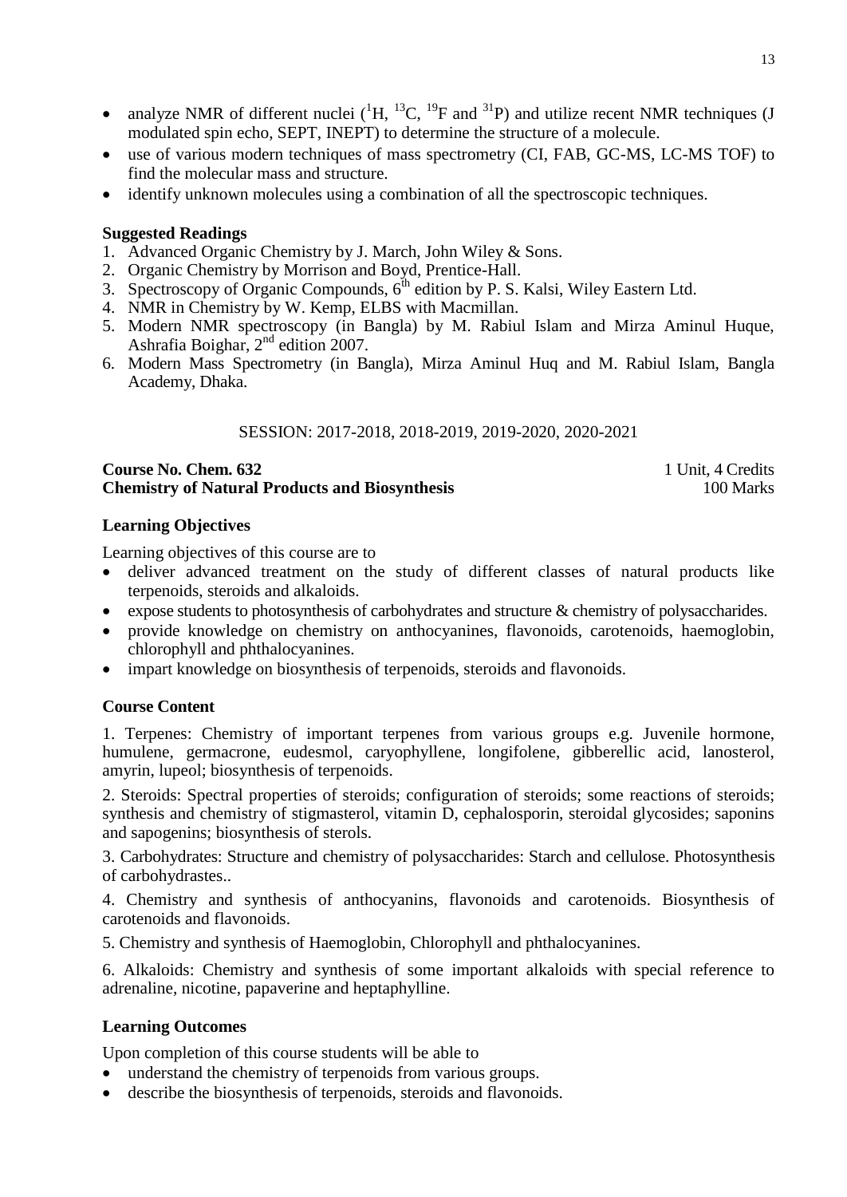- analyze NMR of different nuclei ($^{1}H$, $^{13}C$, $^{19}F$ and $^{31}P$) and utilize recent NMR techniques (J modulated spin echo, SEPT, INEPT) to determine the structure of a molecule.
- use of various modern techniques of mass spectrometry (CI, FAB, GC-MS, LC-MS TOF) to find the molecular mass and structure.
- identify unknown molecules using a combination of all the spectroscopic techniques.

**Suggested Readings**

1. Advanced Organic Chemistry by J. March, John Wiley & Sons.
2. Organic Chemistry by Morrison and Boyd, Prentice-Hall.
3. Spectroscopy of Organic Compounds, 6th edition by P. S. Kalsi, Wiley Eastern Ltd.
4. NMR in Chemistry by W. Kemp, ELBS with Macmillan.
5. Modern NMR spectroscopy (in Bangla) by M. Rabiul Islam and Mirza Aminul Huque, Ashrafia Boighar, 2nd edition 2007.
6. Modern Mass Spectrometry (in Bangla), Mirza Aminul Huq and M. Rabiul Islam, Bangla Academy, Dhaka.

SESSION: 2017-2018, 2018-2019, 2019-2020, 2020-2021

**Course No. Chem. 632** — 1 Unit, 4 Credits
**Chemistry of Natural Products and Biosynthesis** — 100 Marks

**Learning Objectives**

Learning objectives of this course are to

- deliver advanced treatment on the study of different classes of natural products like terpenoids, steroids and alkaloids.
- expose students to photosynthesis of carbohydrates and structure & chemistry of polysaccharides.
- provide knowledge on chemistry on anthocyanines, flavonoids, carotenoids, haemoglobin, chlorophyll and phthalocyanines.
- impart knowledge on biosynthesis of terpenoids, steroids and flavonoids.

**Course Content**

1. Terpenes: Chemistry of important terpenes from various groups e.g. Juvenile hormone, humulene, germacrone, eudesmol, caryophyllene, longifolene, gibberellic acid, lanosterol, amyrin, lupeol; biosynthesis of terpenoids.

2. Steroids: Spectral properties of steroids; configuration of steroids; some reactions of steroids; synthesis and chemistry of stigmasterol, vitamin D, cephalosporin, steroidal glycosides; saponins and sapogenins; biosynthesis of sterols.

3. Carbohydrates: Structure and chemistry of polysaccharides: Starch and cellulose. Photosynthesis of carbohydrastes..

4. Chemistry and synthesis of anthocyanins, flavonoids and carotenoids. Biosynthesis of carotenoids and flavonoids.

5. Chemistry and synthesis of Haemoglobin, Chlorophyll and phthalocyanines.

6. Alkaloids: Chemistry and synthesis of some important alkaloids with special reference to adrenaline, nicotine, papaverine and heptaphylline.

**Learning Outcomes**

Upon completion of this course students will be able to

- understand the chemistry of terpenoids from various groups.
- describe the biosynthesis of terpenoids, steroids and flavonoids.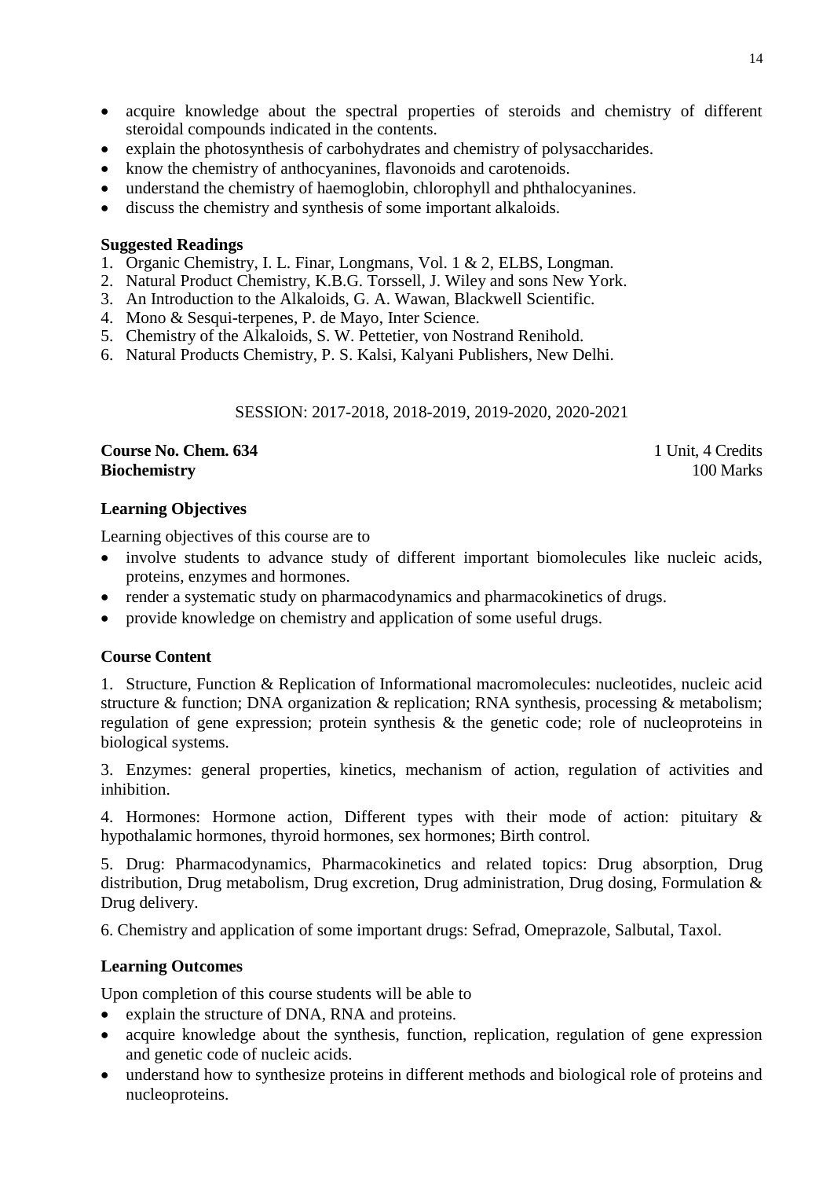- acquire knowledge about the spectral properties of steroids and chemistry of different steroidal compounds indicated in the contents.
- explain the photosynthesis of carbohydrates and chemistry of polysaccharides.
- know the chemistry of anthocyanines, flavonoids and carotenoids.
- understand the chemistry of haemoglobin, chlorophyll and phthalocyanines.
- discuss the chemistry and synthesis of some important alkaloids.

**Suggested Readings**

1. Organic Chemistry, I. L. Finar, Longmans, Vol. 1 & 2, ELBS, Longman.
2. Natural Product Chemistry, K.B.G. Torssell, J. Wiley and sons New York.
3. An Introduction to the Alkaloids, G. A. Wawan, Blackwell Scientific.
4. Mono & Sesqui-terpenes, P. de Mayo, Inter Science.
5. Chemistry of the Alkaloids, S. W. Pettetier, von Nostrand Renihold.
6. Natural Products Chemistry, P. S. Kalsi, Kalyani Publishers, New Delhi.

SESSION: 2017-2018, 2018-2019, 2019-2020, 2020-2021

**Course No. Chem. 634** — 1 Unit, 4 Credits
**Biochemistry** — 100 Marks

**Learning Objectives**

Learning objectives of this course are to

- involve students to advance study of different important biomolecules like nucleic acids, proteins, enzymes and hormones.
- render a systematic study on pharmacodynamics and pharmacokinetics of drugs.
- provide knowledge on chemistry and application of some useful drugs.

**Course Content**

1. Structure, Function & Replication of Informational macromolecules: nucleotides, nucleic acid structure & function; DNA organization & replication; RNA synthesis, processing & metabolism; regulation of gene expression; protein synthesis & the genetic code; role of nucleoproteins in biological systems.

3. Enzymes: general properties, kinetics, mechanism of action, regulation of activities and inhibition.

4. Hormones: Hormone action, Different types with their mode of action: pituitary & hypothalamic hormones, thyroid hormones, sex hormones; Birth control.

5. Drug: Pharmacodynamics, Pharmacokinetics and related topics: Drug absorption, Drug distribution, Drug metabolism, Drug excretion, Drug administration, Drug dosing, Formulation & Drug delivery.

6. Chemistry and application of some important drugs: Sefrad, Omeprazole, Salbutal, Taxol.

**Learning Outcomes**

Upon completion of this course students will be able to

- explain the structure of DNA, RNA and proteins.
- acquire knowledge about the synthesis, function, replication, regulation of gene expression and genetic code of nucleic acids.
- understand how to synthesize proteins in different methods and biological role of proteins and nucleoproteins.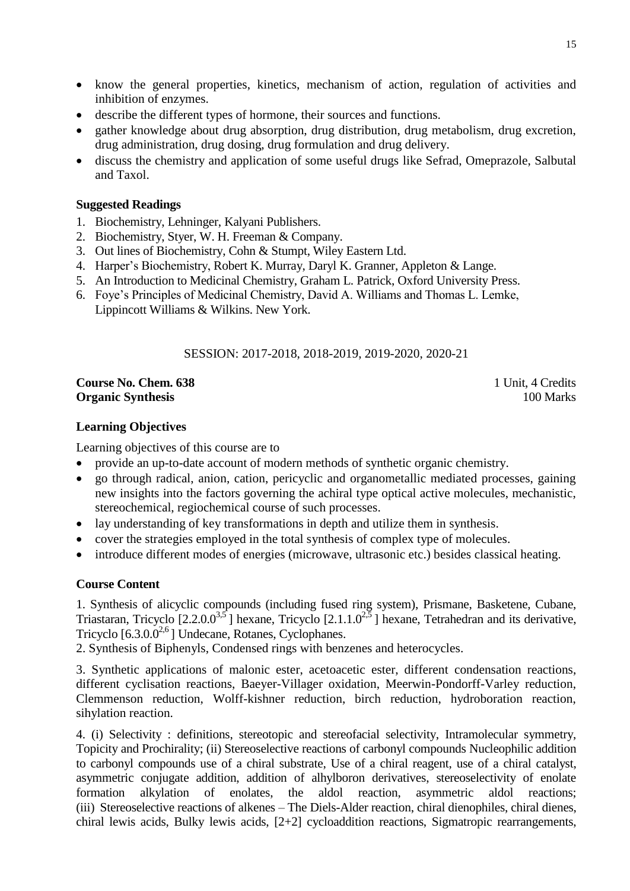- know the general properties, kinetics, mechanism of action, regulation of activities and inhibition of enzymes.
- describe the different types of hormone, their sources and functions.
- gather knowledge about drug absorption, drug distribution, drug metabolism, drug excretion, drug administration, drug dosing, drug formulation and drug delivery.
- discuss the chemistry and application of some useful drugs like Sefrad, Omeprazole, Salbutal and Taxol.

**Suggested Readings**

1. Biochemistry, Lehninger, Kalyani Publishers.
2. Biochemistry, Styer, W. H. Freeman & Company.
3. Out lines of Biochemistry, Cohn & Stumpt, Wiley Eastern Ltd.
4. Harper's Biochemistry, Robert K. Murray, Daryl K. Granner, Appleton & Lange.
5. An Introduction to Medicinal Chemistry, Graham L. Patrick, Oxford University Press.
6. Foye's Principles of Medicinal Chemistry, David A. Williams and Thomas L. Lemke, Lippincott Williams & Wilkins. New York.

SESSION: 2017-2018, 2018-2019, 2019-2020, 2020-21

**Course No. Chem. 638** 1 Unit, 4 Credits
**Organic Synthesis** 100 Marks

**Learning Objectives**

Learning objectives of this course are to

- provide an up-to-date account of modern methods of synthetic organic chemistry.
- go through radical, anion, cation, pericyclic and organometallic mediated processes, gaining new insights into the factors governing the achiral type optical active molecules, mechanistic, stereochemical, regiochemical course of such processes.
- lay understanding of key transformations in depth and utilize them in synthesis.
- cover the strategies employed in the total synthesis of complex type of molecules.
- introduce different modes of energies (microwave, ultrasonic etc.) besides classical heating.

**Course Content**

1. Synthesis of alicyclic compounds (including fused ring system), Prismane, Basketene, Cubane, Triastaran, Tricyclo [$2.2.0.0^{3,5}$] hexane, Tricyclo [$2.1.1.0^{2,5}$] hexane, Tetrahedran and its derivative, Tricyclo [$6.3.0.0^{2,6}$] Undecane, Rotanes, Cyclophanes.

2. Synthesis of Biphenyls, Condensed rings with benzenes and heterocycles.

3. Synthetic applications of malonic ester, acetoacetic ester, different condensation reactions, different cyclisation reactions, Baeyer-Villager oxidation, Meerwin-Pondorff-Varley reduction, Clemmenson reduction, Wolff-kishner reduction, birch reduction, hydroboration reaction, sihylation reaction.

4. (i) Selectivity : definitions, stereotopic and stereofacial selectivity, Intramolecular symmetry, Topicity and Prochirality; (ii) Stereoselective reactions of carbonyl compounds Nucleophilic addition to carbonyl compounds use of a chiral substrate, Use of a chiral reagent, use of a chiral catalyst, asymmetric conjugate addition, addition of alhylboron derivatives, stereoselectivity of enolate formation alkylation of enolates, the aldol reaction, asymmetric aldol reactions; (iii) Stereoselective reactions of alkenes – The Diels-Alder reaction, chiral dienophiles, chiral dienes, chiral lewis acids, Bulky lewis acids, [2+2] cycloaddition reactions, Sigmatropic rearrangements,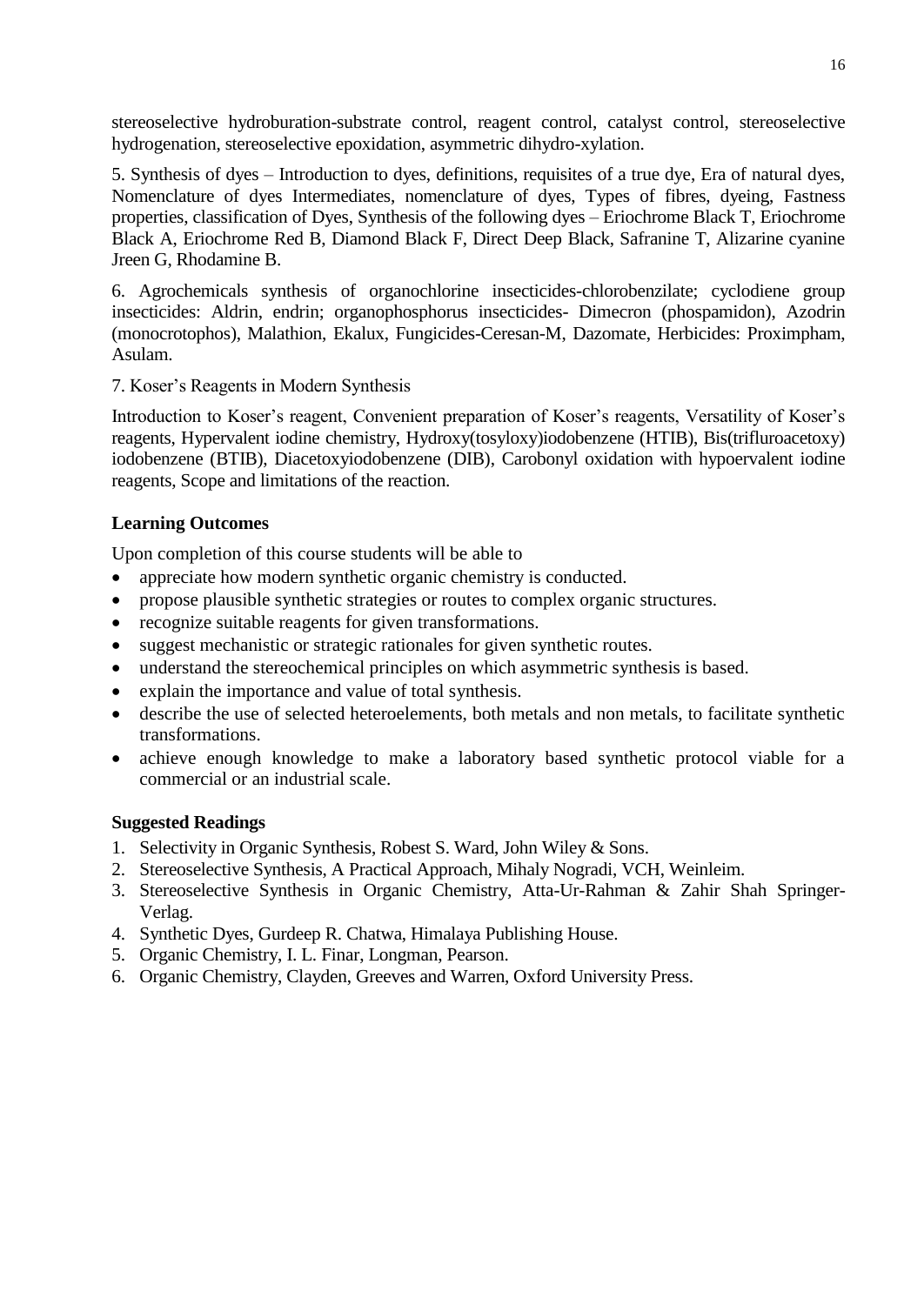stereoselective hydroburation-substrate control, reagent control, catalyst control, stereoselective hydrogenation, stereoselective epoxidation, asymmetric dihydro-xylation.

5. Synthesis of dyes – Introduction to dyes, definitions, requisites of a true dye, Era of natural dyes, Nomenclature of dyes Intermediates, nomenclature of dyes, Types of fibres, dyeing, Fastness properties, classification of Dyes, Synthesis of the following dyes – Eriochrome Black T, Eriochrome Black A, Eriochrome Red B, Diamond Black F, Direct Deep Black, Safranine T, Alizarine cyanine Jreen G, Rhodamine B.

6. Agrochemicals synthesis of organochlorine insecticides-chlorobenzilate; cyclodiene group insecticides: Aldrin, endrin; organophosphorus insecticides- Dimecron (phospamidon), Azodrin (monocrotophos), Malathion, Ekalux, Fungicides-Ceresan-M, Dazomate, Herbicides: Proximpham, Asulam.

7. Koser's Reagents in Modern Synthesis

Introduction to Koser's reagent, Convenient preparation of Koser's reagents, Versatility of Koser's reagents, Hypervalent iodine chemistry, Hydroxy(tosyloxy)iodobenzene (HTIB), Bis(trifluroacetoxy) iodobenzene (BTIB), Diacetoxyiodobenzene (DIB), Carobonyl oxidation with hypoervalent iodine reagents, Scope and limitations of the reaction.

**Learning Outcomes**

Upon completion of this course students will be able to

- appreciate how modern synthetic organic chemistry is conducted.
- propose plausible synthetic strategies or routes to complex organic structures.
- recognize suitable reagents for given transformations.
- suggest mechanistic or strategic rationales for given synthetic routes.
- understand the stereochemical principles on which asymmetric synthesis is based.
- explain the importance and value of total synthesis.
- describe the use of selected heteroelements, both metals and non metals, to facilitate synthetic transformations.
- achieve enough knowledge to make a laboratory based synthetic protocol viable for a commercial or an industrial scale.

**Suggested Readings**

1. Selectivity in Organic Synthesis, Robest S. Ward, John Wiley & Sons.
2. Stereoselective Synthesis, A Practical Approach, Mihaly Nogradi, VCH, Weinleim.
3. Stereoselective Synthesis in Organic Chemistry, Atta-Ur-Rahman & Zahir Shah Springer-Verlag.
4. Synthetic Dyes, Gurdeep R. Chatwa, Himalaya Publishing House.
5. Organic Chemistry, I. L. Finar, Longman, Pearson.
6. Organic Chemistry, Clayden, Greeves and Warren, Oxford University Press.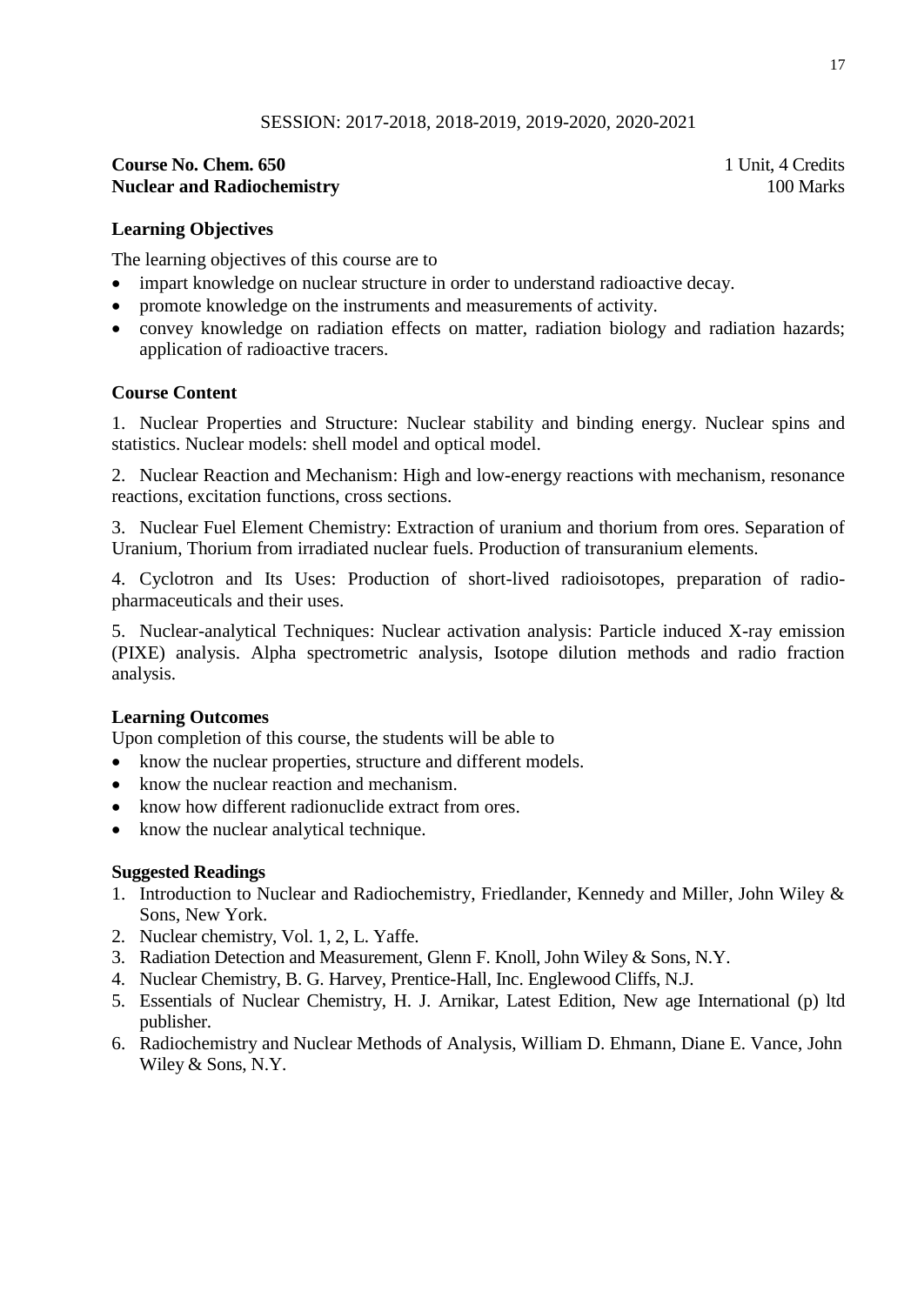SESSION: 2017-2018, 2018-2019, 2019-2020, 2020-2021

**Course No. Chem. 650** 1 Unit, 4 Credits
**Nuclear and Radiochemistry** 100 Marks

### Learning Objectives

The learning objectives of this course are to

- impart knowledge on nuclear structure in order to understand radioactive decay.
- promote knowledge on the instruments and measurements of activity.
- convey knowledge on radiation effects on matter, radiation biology and radiation hazards; application of radioactive tracers.

### Course Content

1. Nuclear Properties and Structure: Nuclear stability and binding energy. Nuclear spins and statistics. Nuclear models: shell model and optical model.

2. Nuclear Reaction and Mechanism: High and low-energy reactions with mechanism, resonance reactions, excitation functions, cross sections.

3. Nuclear Fuel Element Chemistry: Extraction of uranium and thorium from ores. Separation of Uranium, Thorium from irradiated nuclear fuels. Production of transuranium elements.

4. Cyclotron and Its Uses: Production of short-lived radioisotopes, preparation of radio-pharmaceuticals and their uses.

5. Nuclear-analytical Techniques: Nuclear activation analysis: Particle induced X-ray emission (PIXE) analysis. Alpha spectrometric analysis, Isotope dilution methods and radio fraction analysis.

### Learning Outcomes

Upon completion of this course, the students will be able to

- know the nuclear properties, structure and different models.
- know the nuclear reaction and mechanism.
- know how different radionuclide extract from ores.
- know the nuclear analytical technique.

### Suggested Readings

1. Introduction to Nuclear and Radiochemistry, Friedlander, Kennedy and Miller, John Wiley & Sons, New York.
2. Nuclear chemistry, Vol. 1, 2, L. Yaffe.
3. Radiation Detection and Measurement, Glenn F. Knoll, John Wiley & Sons, N.Y.
4. Nuclear Chemistry, B. G. Harvey, Prentice-Hall, Inc. Englewood Cliffs, N.J.
5. Essentials of Nuclear Chemistry, H. J. Arnikar, Latest Edition, New age International (p) ltd publisher.
6. Radiochemistry and Nuclear Methods of Analysis, William D. Ehmann, Diane E. Vance, John Wiley & Sons, N.Y.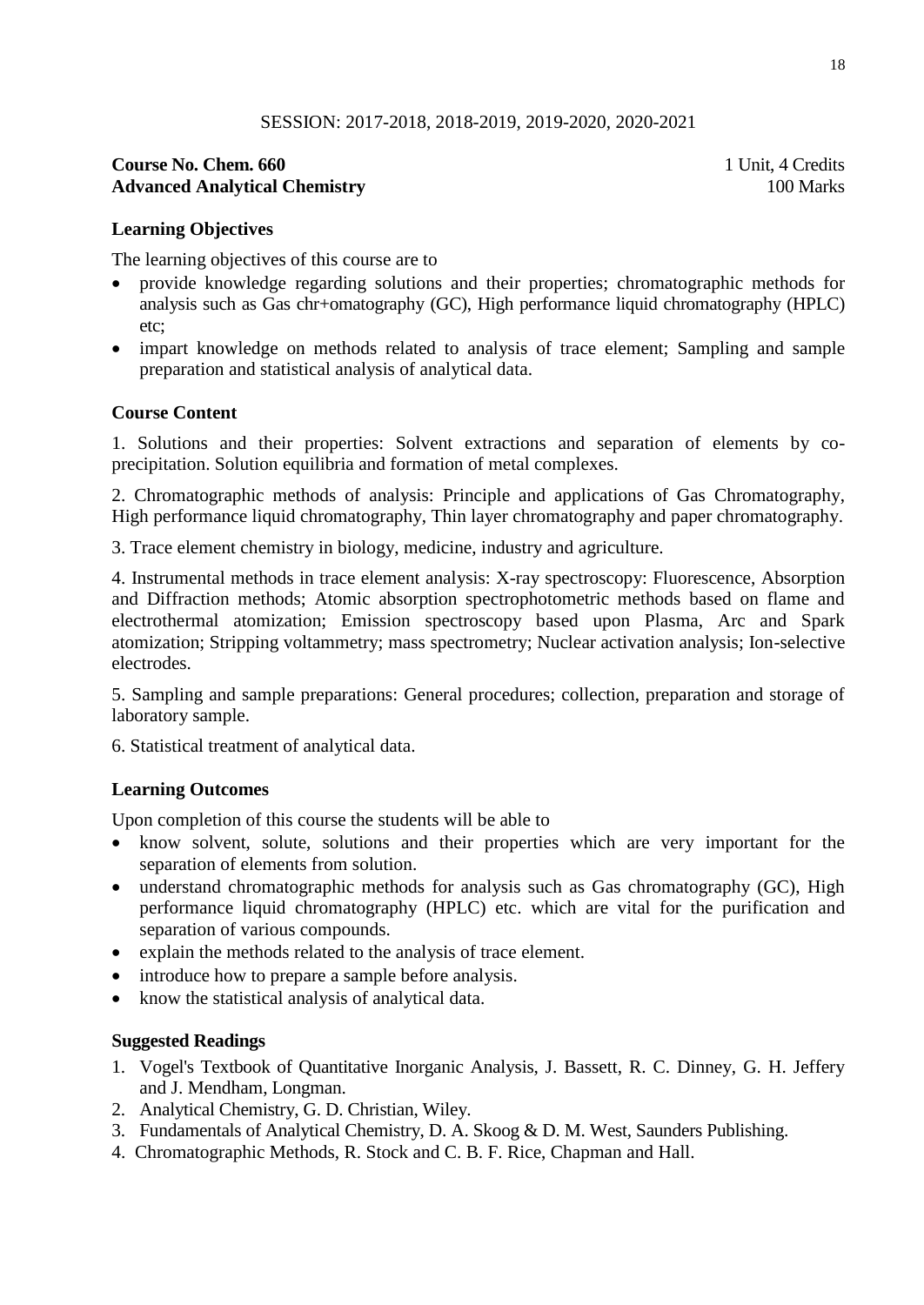SESSION: 2017-2018, 2018-2019, 2019-2020, 2020-2021

**Course No. Chem. 660** 1 Unit, 4 Credits
**Advanced Analytical Chemistry** 100 Marks

### Learning Objectives

The learning objectives of this course are to

- provide knowledge regarding solutions and their properties; chromatographic methods for analysis such as Gas chr+omatography (GC), High performance liquid chromatography (HPLC) etc;
- impart knowledge on methods related to analysis of trace element; Sampling and sample preparation and statistical analysis of analytical data.

### Course Content

1. Solutions and their properties: Solvent extractions and separation of elements by co-precipitation. Solution equilibria and formation of metal complexes.

2. Chromatographic methods of analysis: Principle and applications of Gas Chromatography, High performance liquid chromatography, Thin layer chromatography and paper chromatography.

3. Trace element chemistry in biology, medicine, industry and agriculture.

4. Instrumental methods in trace element analysis: X-ray spectroscopy: Fluorescence, Absorption and Diffraction methods; Atomic absorption spectrophotometric methods based on flame and electrothermal atomization; Emission spectroscopy based upon Plasma, Arc and Spark atomization; Stripping voltammetry; mass spectrometry; Nuclear activation analysis; Ion-selective electrodes.

5. Sampling and sample preparations: General procedures; collection, preparation and storage of laboratory sample.

6. Statistical treatment of analytical data.

### Learning Outcomes

Upon completion of this course the students will be able to

- know solvent, solute, solutions and their properties which are very important for the separation of elements from solution.
- understand chromatographic methods for analysis such as Gas chromatography (GC), High performance liquid chromatography (HPLC) etc. which are vital for the purification and separation of various compounds.
- explain the methods related to the analysis of trace element.
- introduce how to prepare a sample before analysis.
- know the statistical analysis of analytical data.

### Suggested Readings

1. Vogel's Textbook of Quantitative Inorganic Analysis, J. Bassett, R. C. Dinney, G. H. Jeffery and J. Mendham, Longman.
2. Analytical Chemistry, G. D. Christian, Wiley.
3. Fundamentals of Analytical Chemistry, D. A. Skoog & D. M. West, Saunders Publishing.
4. Chromatographic Methods, R. Stock and C. B. F. Rice, Chapman and Hall.